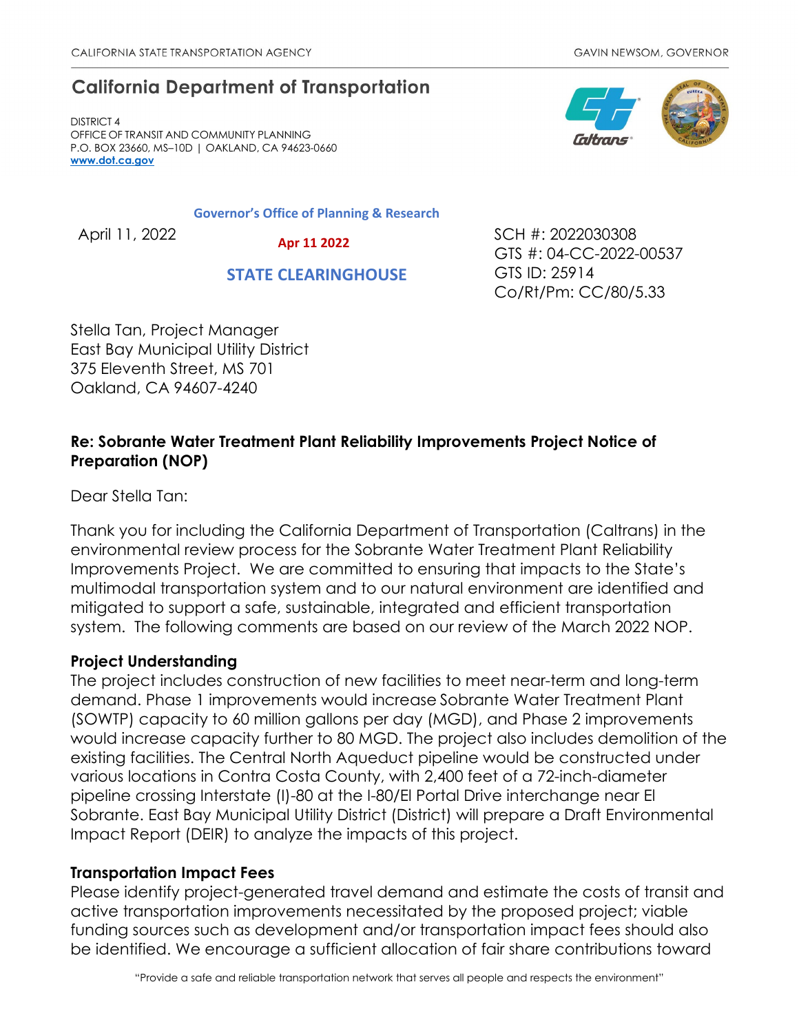CALIFORNIA STATE TRANSPORTATION AGENCY GAVIN NEWSOM, GOVERNOR

# California Department of Transportation

DISTRICT 4
OFFICE OF TRANSIT AND COMMUNITY PLANNING
P.O. BOX 23660, MS–10D | OAKLAND, CA 94623-0660
www.dot.ca.gov

Governor's Office of Planning & Research

Apr 11 2022

STATE CLEARINGHOUSE

April 11, 2022

SCH #: 2022030308
GTS #: 04-CC-2022-00537
GTS ID: 25914
Co/Rt/Pm: CC/80/5.33

Stella Tan, Project Manager
East Bay Municipal Utility District
375 Eleventh Street, MS 701
Oakland, CA 94607-4240

**Re: Sobrante Water Treatment Plant Reliability Improvements Project Notice of Preparation (NOP)**

Dear Stella Tan:

Thank you for including the California Department of Transportation (Caltrans) in the environmental review process for the Sobrante Water Treatment Plant Reliability Improvements Project. We are committed to ensuring that impacts to the State's multimodal transportation system and to our natural environment are identified and mitigated to support a safe, sustainable, integrated and efficient transportation system. The following comments are based on our review of the March 2022 NOP.

**Project Understanding**

The project includes construction of new facilities to meet near-term and long-term demand. Phase 1 improvements would increase Sobrante Water Treatment Plant (SOWTP) capacity to 60 million gallons per day (MGD), and Phase 2 improvements would increase capacity further to 80 MGD. The project also includes demolition of the existing facilities. The Central North Aqueduct pipeline would be constructed under various locations in Contra Costa County, with 2,400 feet of a 72-inch-diameter pipeline crossing Interstate (I)-80 at the I-80/El Portal Drive interchange near El Sobrante. East Bay Municipal Utility District (District) will prepare a Draft Environmental Impact Report (DEIR) to analyze the impacts of this project.

**Transportation Impact Fees**

Please identify project-generated travel demand and estimate the costs of transit and active transportation improvements necessitated by the proposed project; viable funding sources such as development and/or transportation impact fees should also be identified. We encourage a sufficient allocation of fair share contributions toward

"Provide a safe and reliable transportation network that serves all people and respects the environment"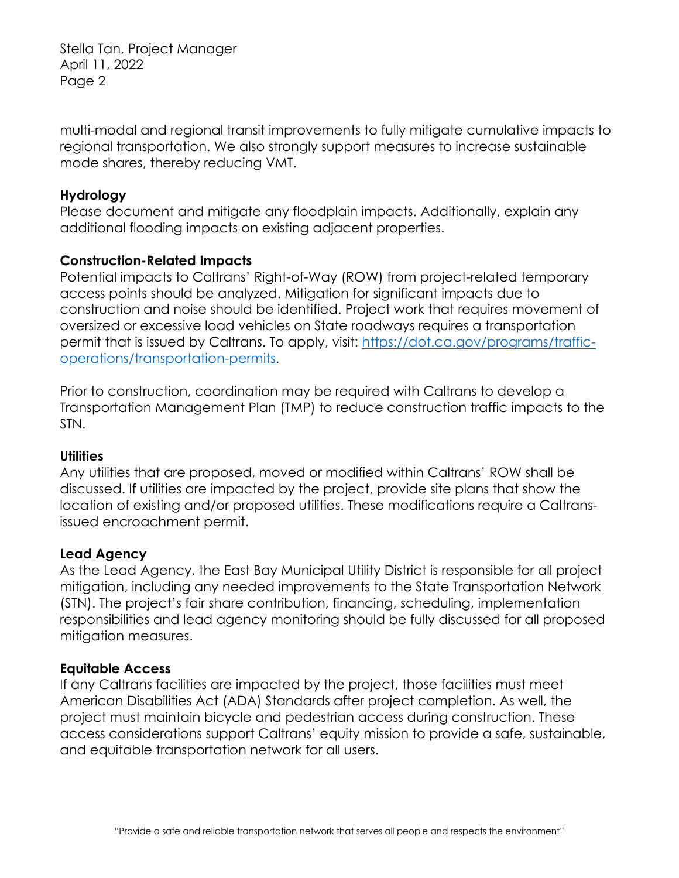multi-modal and regional transit improvements to fully mitigate cumulative impacts to regional transportation. We also strongly support measures to increase sustainable mode shares, thereby reducing VMT.

**Hydrology**

Please document and mitigate any floodplain impacts. Additionally, explain any additional flooding impacts on existing adjacent properties.

**Construction-Related Impacts**

Potential impacts to Caltrans' Right-of-Way (ROW) from project-related temporary access points should be analyzed. Mitigation for significant impacts due to construction and noise should be identified. Project work that requires movement of oversized or excessive load vehicles on State roadways requires a transportation permit that is issued by Caltrans. To apply, visit: [https://dot.ca.gov/programs/traffic-operations/transportation-permits](https://dot.ca.gov/programs/traffic-operations/transportation-permits).

Prior to construction, coordination may be required with Caltrans to develop a Transportation Management Plan (TMP) to reduce construction traffic impacts to the STN.

**Utilities**

Any utilities that are proposed, moved or modified within Caltrans' ROW shall be discussed. If utilities are impacted by the project, provide site plans that show the location of existing and/or proposed utilities. These modifications require a Caltrans-issued encroachment permit.

**Lead Agency**

As the Lead Agency, the East Bay Municipal Utility District is responsible for all project mitigation, including any needed improvements to the State Transportation Network (STN). The project's fair share contribution, financing, scheduling, implementation responsibilities and lead agency monitoring should be fully discussed for all proposed mitigation measures.

**Equitable Access**

If any Caltrans facilities are impacted by the project, those facilities must meet American Disabilities Act (ADA) Standards after project completion. As well, the project must maintain bicycle and pedestrian access during construction. These access considerations support Caltrans' equity mission to provide a safe, sustainable, and equitable transportation network for all users.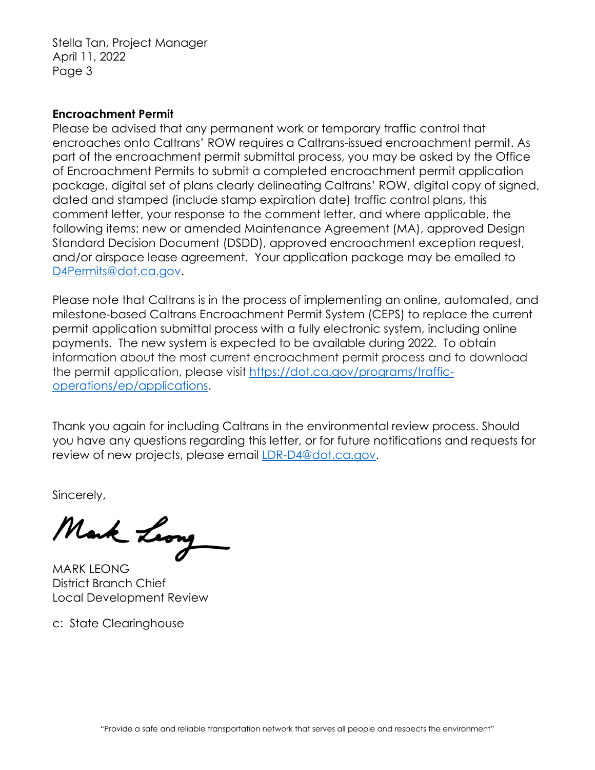Stella Tan, Project Manager
April 11, 2022

**Encroachment Permit**

Please be advised that any permanent work or temporary traffic control that encroaches onto Caltrans' ROW requires a Caltrans-issued encroachment permit. As part of the encroachment permit submittal process, you may be asked by the Office of Encroachment Permits to submit a completed encroachment permit application package, digital set of plans clearly delineating Caltrans' ROW, digital copy of signed, dated and stamped (include stamp expiration date) traffic control plans, this comment letter, your response to the comment letter, and where applicable, the following items: new or amended Maintenance Agreement (MA), approved Design Standard Decision Document (DSDD), approved encroachment exception request, and/or airspace lease agreement. Your application package may be emailed to D4Permits@dot.ca.gov.

Please note that Caltrans is in the process of implementing an online, automated, and milestone-based Caltrans Encroachment Permit System (CEPS) to replace the current permit application submittal process with a fully electronic system, including online payments. The new system is expected to be available during 2022. To obtain information about the most current encroachment permit process and to download the permit application, please visit https://dot.ca.gov/programs/traffic-operations/ep/applications.

Thank you again for including Caltrans in the environmental review process. Should you have any questions regarding this letter, or for future notifications and requests for review of new projects, please email LDR-D4@dot.ca.gov.

Sincerely,

Mark Leong

MARK LEONG
District Branch Chief
Local Development Review

c: State Clearinghouse

"Provide a safe and reliable transportation network that serves all people and respects the environment"